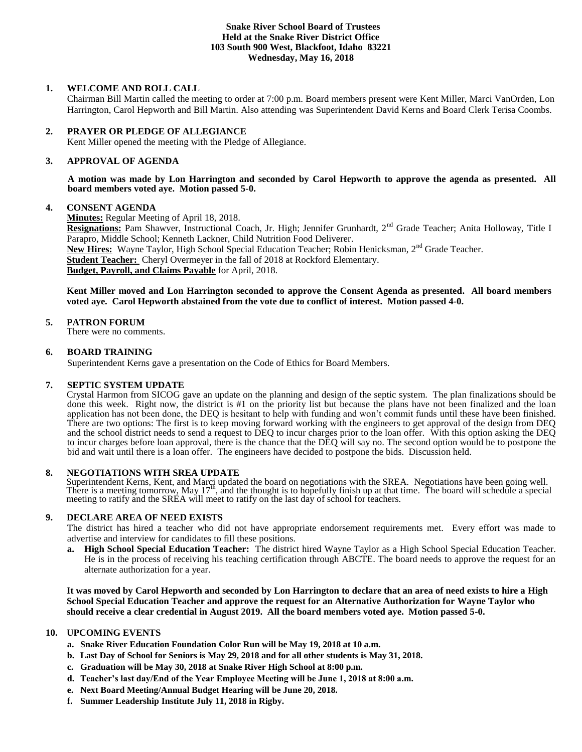**Snake River School Board of Trustees**
**Held at the Snake River District Office**
**103 South 900 West, Blackfoot, Idaho 83221**
**Wednesday, May 16, 2018**

## 1. WELCOME AND ROLL CALL

Chairman Bill Martin called the meeting to order at 7:00 p.m. Board members present were Kent Miller, Marci VanOrden, Lon Harrington, Carol Hepworth and Bill Martin. Also attending was Superintendent David Kerns and Board Clerk Terisa Coombs.

## 2. PRAYER OR PLEDGE OF ALLEGIANCE

Kent Miller opened the meeting with the Pledge of Allegiance.

## 3. APPROVAL OF AGENDA

**A motion was made by Lon Harrington and seconded by Carol Hepworth to approve the agenda as presented. All board members voted aye. Motion passed 5-0.**

## 4. CONSENT AGENDA

**Minutes:** Regular Meeting of April 18, 2018.
**Resignations:** Pam Shawver, Instructional Coach, Jr. High; Jennifer Grunhardt, 2nd Grade Teacher; Anita Holloway, Title I Parapro, Middle School; Kenneth Lackner, Child Nutrition Food Deliverer.
**New Hires:** Wayne Taylor, High School Special Education Teacher; Robin Henicksman, 2nd Grade Teacher.
**Student Teacher:** Cheryl Overmeyer in the fall of 2018 at Rockford Elementary.
**Budget, Payroll, and Claims Payable** for April, 2018.

**Kent Miller moved and Lon Harrington seconded to approve the Consent Agenda as presented. All board members voted aye. Carol Hepworth abstained from the vote due to conflict of interest. Motion passed 4-0.**

## 5. PATRON FORUM

There were no comments.

## 6. BOARD TRAINING

Superintendent Kerns gave a presentation on the Code of Ethics for Board Members.

## 7. SEPTIC SYSTEM UPDATE

Crystal Harmon from SICOG gave an update on the planning and design of the septic system. The plan finalizations should be done this week. Right now, the district is #1 on the priority list but because the plans have not been finalized and the loan application has not been done, the DEQ is hesitant to help with funding and won't commit funds until these have been finished. There are two options: The first is to keep moving forward working with the engineers to get approval of the design from DEQ and the school district needs to send a request to DEQ to incur charges prior to the loan offer. With this option asking the DEQ to incur charges before loan approval, there is the chance that the DEQ will say no. The second option would be to postpone the bid and wait until there is a loan offer. The engineers have decided to postpone the bids. Discussion held.

## 8. NEGOTIATIONS WITH SREA UPDATE

Superintendent Kerns, Kent, and Marci updated the board on negotiations with the SREA. Negotiations have been going well. There is a meeting tomorrow, May 17th, and the thought is to hopefully finish up at that time. The board will schedule a special meeting to ratify and the SREA will meet to ratify on the last day of school for teachers.

## 9. DECLARE AREA OF NEED EXISTS

The district has hired a teacher who did not have appropriate endorsement requirements met. Every effort was made to advertise and interview for candidates to fill these positions.

a. **High School Special Education Teacher:** The district hired Wayne Taylor as a High School Special Education Teacher. He is in the process of receiving his teaching certification through ABCTE. The board needs to approve the request for an alternate authorization for a year.

**It was moved by Carol Hepworth and seconded by Lon Harrington to declare that an area of need exists to hire a High School Special Education Teacher and approve the request for an Alternative Authorization for Wayne Taylor who should receive a clear credential in August 2019. All the board members voted aye. Motion passed 5-0.**

## 10. UPCOMING EVENTS

a. **Snake River Education Foundation Color Run will be May 19, 2018 at 10 a.m.**
b. **Last Day of School for Seniors is May 29, 2018 and for all other students is May 31, 2018.**
c. **Graduation will be May 30, 2018 at Snake River High School at 8:00 p.m.**
d. **Teacher's last day/End of the Year Employee Meeting will be June 1, 2018 at 8:00 a.m.**
e. **Next Board Meeting/Annual Budget Hearing will be June 20, 2018.**
f. **Summer Leadership Institute July 11, 2018 in Rigby.**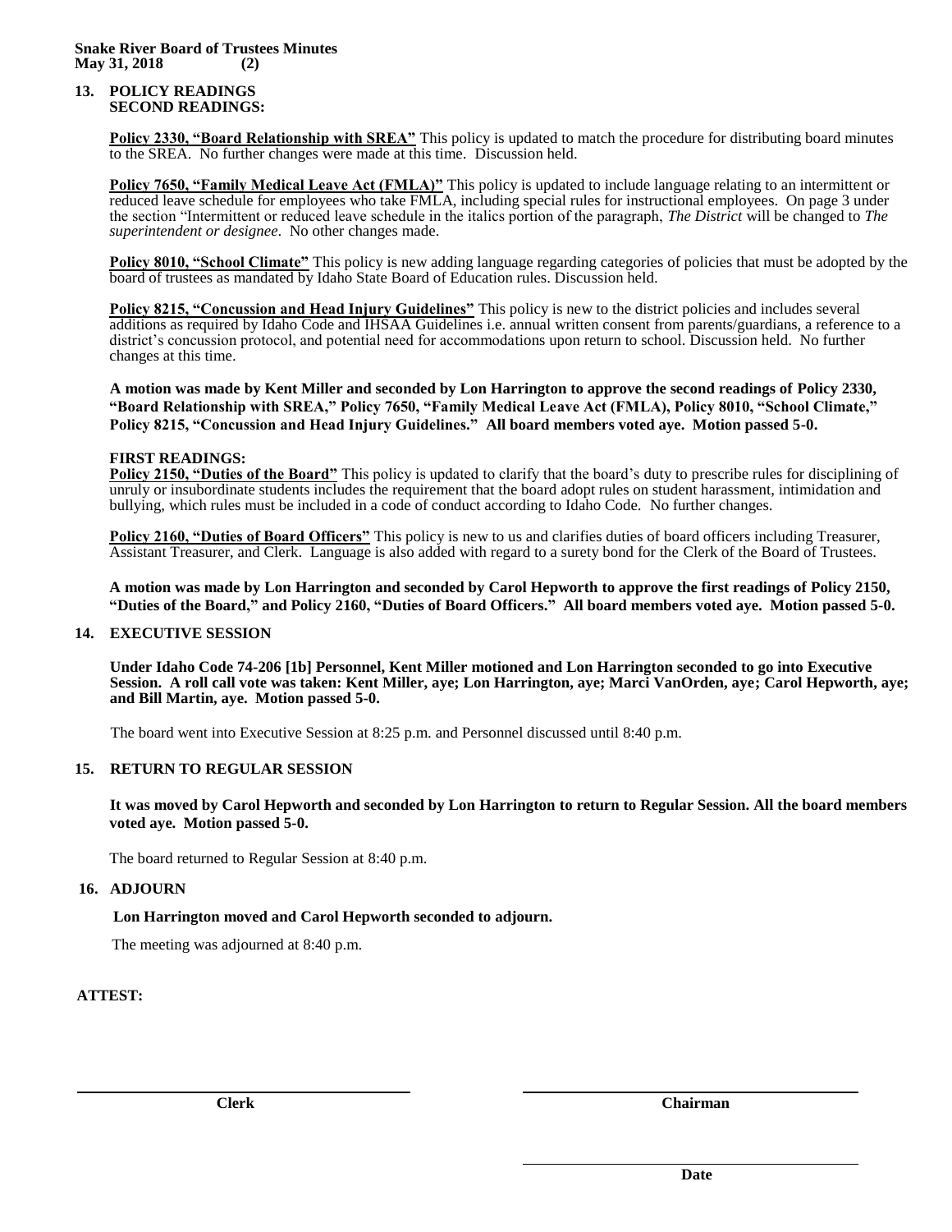**13. POLICY READINGS**
**SECOND READINGS:**

**Policy 2330, "Board Relationship with SREA"** This policy is updated to match the procedure for distributing board minutes to the SREA. No further changes were made at this time. Discussion held.

**Policy 7650, "Family Medical Leave Act (FMLA)"** This policy is updated to include language relating to an intermittent or reduced leave schedule for employees who take FMLA, including special rules for instructional employees. On page 3 under the section "Intermittent or reduced leave schedule in the italics portion of the paragraph, *The District* will be changed to *The superintendent or designee*. No other changes made.

**Policy 8010, "School Climate"** This policy is new adding language regarding categories of policies that must be adopted by the board of trustees as mandated by Idaho State Board of Education rules. Discussion held.

**Policy 8215, "Concussion and Head Injury Guidelines"** This policy is new to the district policies and includes several additions as required by Idaho Code and IHSAA Guidelines i.e. annual written consent from parents/guardians, a reference to a district's concussion protocol, and potential need for accommodations upon return to school. Discussion held. No further changes at this time.

**A motion was made by Kent Miller and seconded by Lon Harrington to approve the second readings of Policy 2330, "Board Relationship with SREA," Policy 7650, "Family Medical Leave Act (FMLA), Policy 8010, "School Climate," Policy 8215, "Concussion and Head Injury Guidelines." All board members voted aye. Motion passed 5-0.**

**FIRST READINGS:**

**Policy 2150, "Duties of the Board"** This policy is updated to clarify that the board's duty to prescribe rules for disciplining of unruly or insubordinate students includes the requirement that the board adopt rules on student harassment, intimidation and bullying, which rules must be included in a code of conduct according to Idaho Code. No further changes.

**Policy 2160, "Duties of Board Officers"** This policy is new to us and clarifies duties of board officers including Treasurer, Assistant Treasurer, and Clerk. Language is also added with regard to a surety bond for the Clerk of the Board of Trustees.

**A motion was made by Lon Harrington and seconded by Carol Hepworth to approve the first readings of Policy 2150, "Duties of the Board," and Policy 2160, "Duties of Board Officers." All board members voted aye. Motion passed 5-0.**

**14. EXECUTIVE SESSION**

**Under Idaho Code 74-206 [1b] Personnel, Kent Miller motioned and Lon Harrington seconded to go into Executive Session. A roll call vote was taken: Kent Miller, aye; Lon Harrington, aye; Marci VanOrden, aye; Carol Hepworth, aye; and Bill Martin, aye. Motion passed 5-0.**

The board went into Executive Session at 8:25 p.m. and Personnel discussed until 8:40 p.m.

**15. RETURN TO REGULAR SESSION**

**It was moved by Carol Hepworth and seconded by Lon Harrington to return to Regular Session. All the board members voted aye. Motion passed 5-0.**

The board returned to Regular Session at 8:40 p.m.

**16. ADJOURN**

**Lon Harrington moved and Carol Hepworth seconded to adjourn.**

The meeting was adjourned at 8:40 p.m.

**ATTEST:**

\_\_\_\_\_\_\_\_\_\_\_\_\_\_\_\_\_\_\_\_\_\_\_\_\_\_\_\_\_\_
**Clerk**

\_\_\_\_\_\_\_\_\_\_\_\_\_\_\_\_\_\_\_\_\_\_\_\_\_\_\_\_\_\_
**Chairman**

\_\_\_\_\_\_\_\_\_\_\_\_\_\_\_\_\_\_\_\_\_\_\_\_\_\_\_\_\_\_
**Date**